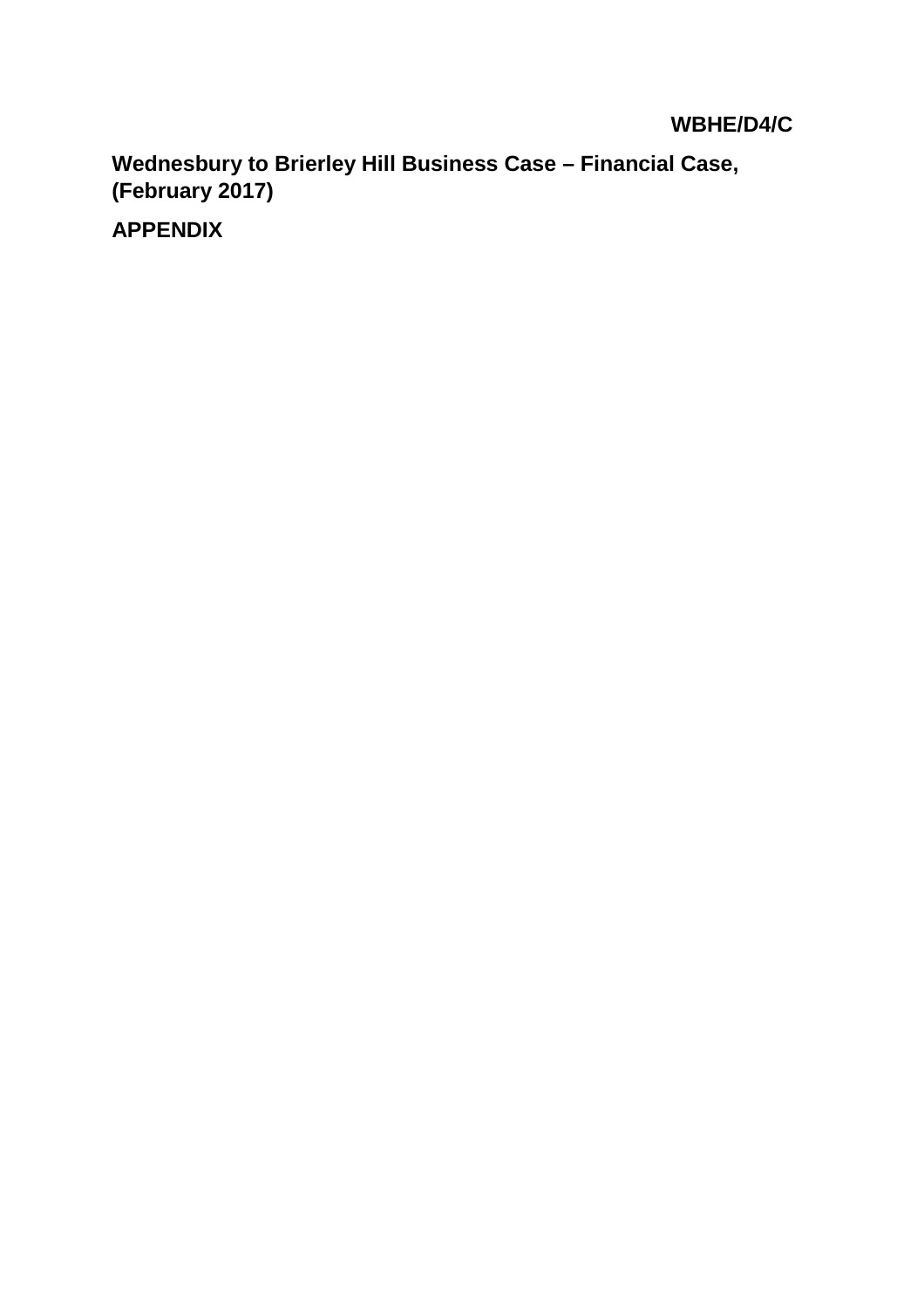**WBHE/D4/C**

# Wednesbury to Brierley Hill Business Case – Financial Case, (February 2017)

## APPENDIX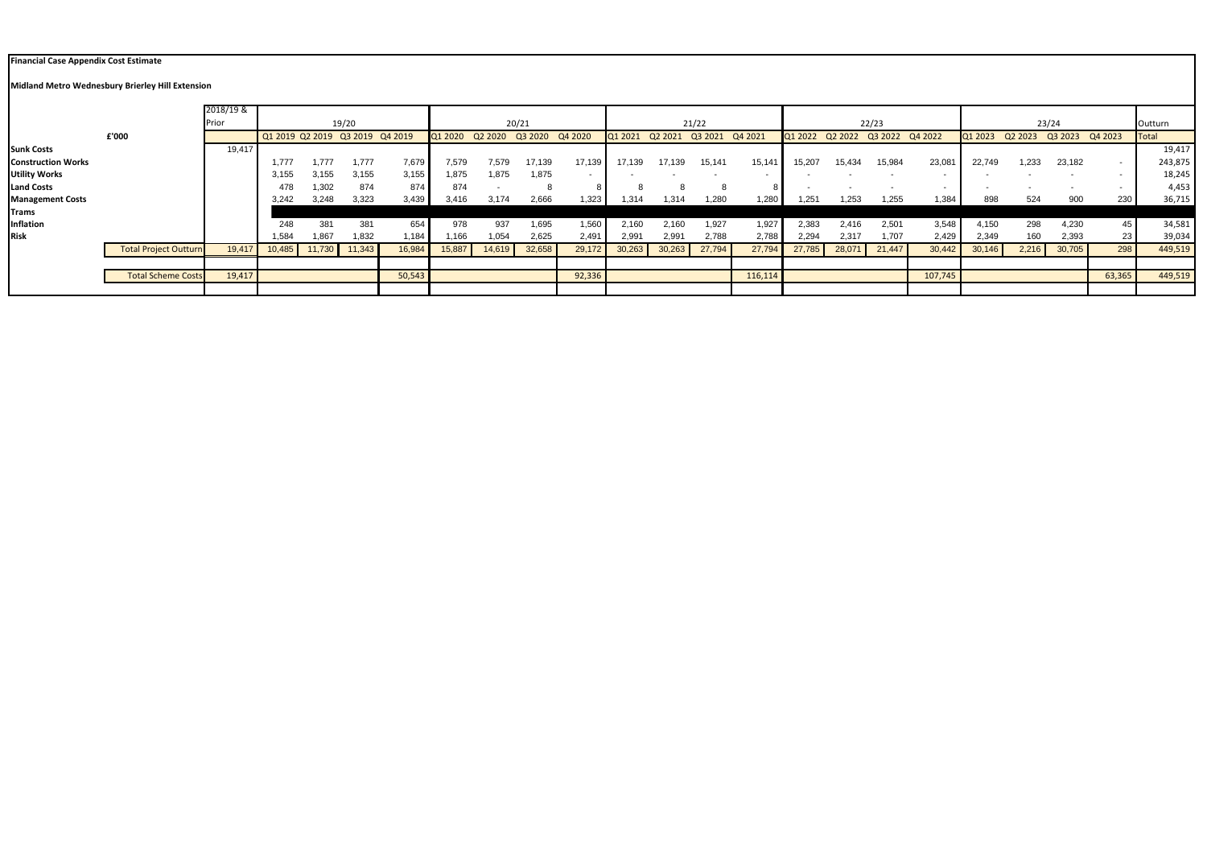**Financial Case Appendix Cost Estimate**

**Midland Metro Wednesbury Brierley Hill Extension**

| £'000 | 2018/19 & Prior | 19/20 | | | | 20/21 | | | | 21/22 | | | | 22/23 | | | | 23/24 | | | | Outturn |
|---|---|---|---|---|---|---|---|---|---|---|---|---|---|---|---|---|---|---|---|---|---|---|
| | | Q1 2019 | Q2 2019 | Q3 2019 | Q4 2019 | Q1 2020 | Q2 2020 | Q3 2020 | Q4 2020 | Q1 2021 | Q2 2021 | Q3 2021 | Q4 2021 | Q1 2022 | Q2 2022 | Q3 2022 | Q4 2022 | Q1 2023 | Q2 2023 | Q3 2023 | Q4 2023 | Total |
| **Sunk Costs** | 19,417 | | | | | | | | | | | | | | | | | | | | | 19,417 |
| **Construction Works** | | 1,777 | 1,777 | 1,777 | 7,679 | 7,579 | 7,579 | 17,139 | 17,139 | 17,139 | 17,139 | 15,141 | 15,141 | 15,207 | 15,434 | 15,984 | 23,081 | 22,749 | 1,233 | 23,182 | - | 243,875 |
| **Utility Works** | | 3,155 | 3,155 | 3,155 | 3,155 | 1,875 | 1,875 | 1,875 | - | - | - | - | - | - | - | - | - | - | - | - | - | 18,245 |
| **Land Costs** | | 478 | 1,302 | 874 | 874 | 874 | - | 8 | 8 | 8 | 8 | 8 | 8 | - | - | - | - | - | - | - | - | 4,453 |
| **Management Costs** | | 3,242 | 3,248 | 3,323 | 3,439 | 3,416 | 3,174 | 2,666 | 1,323 | 1,314 | 1,314 | 1,280 | 1,280 | 1,251 | 1,253 | 1,255 | 1,384 | 898 | 524 | 900 | 230 | 36,715 |
| **Trams** | | | | | | | | | | | | | | | | | | | | | | |
| **Inflation** | | 248 | 381 | 381 | 654 | 978 | 937 | 1,695 | 1,560 | 2,160 | 2,160 | 1,927 | 1,927 | 2,383 | 2,416 | 2,501 | 3,548 | 4,150 | 298 | 4,230 | 45 | 34,581 |
| **Risk** | | 1,584 | 1,867 | 1,832 | 1,184 | 1,166 | 1,054 | 2,625 | 2,491 | 2,991 | 2,991 | 2,788 | 2,788 | 2,294 | 2,317 | 1,707 | 2,429 | 2,349 | 160 | 2,393 | 23 | 39,034 |
| Total Project Outturn | 19,417 | 10,485 | 11,730 | 11,343 | 16,984 | 15,887 | 14,619 | 32,658 | 29,172 | 30,263 | 30,263 | 27,794 | 27,794 | 27,785 | 28,071 | 21,447 | 30,442 | 30,146 | 2,216 | 30,705 | 298 | 449,519 |
| Total Scheme Costs | 19,417 | | | | 50,543 | | | | 92,336 | | | | 116,114 | | | | 107,745 | | | | 63,365 | 449,519 |